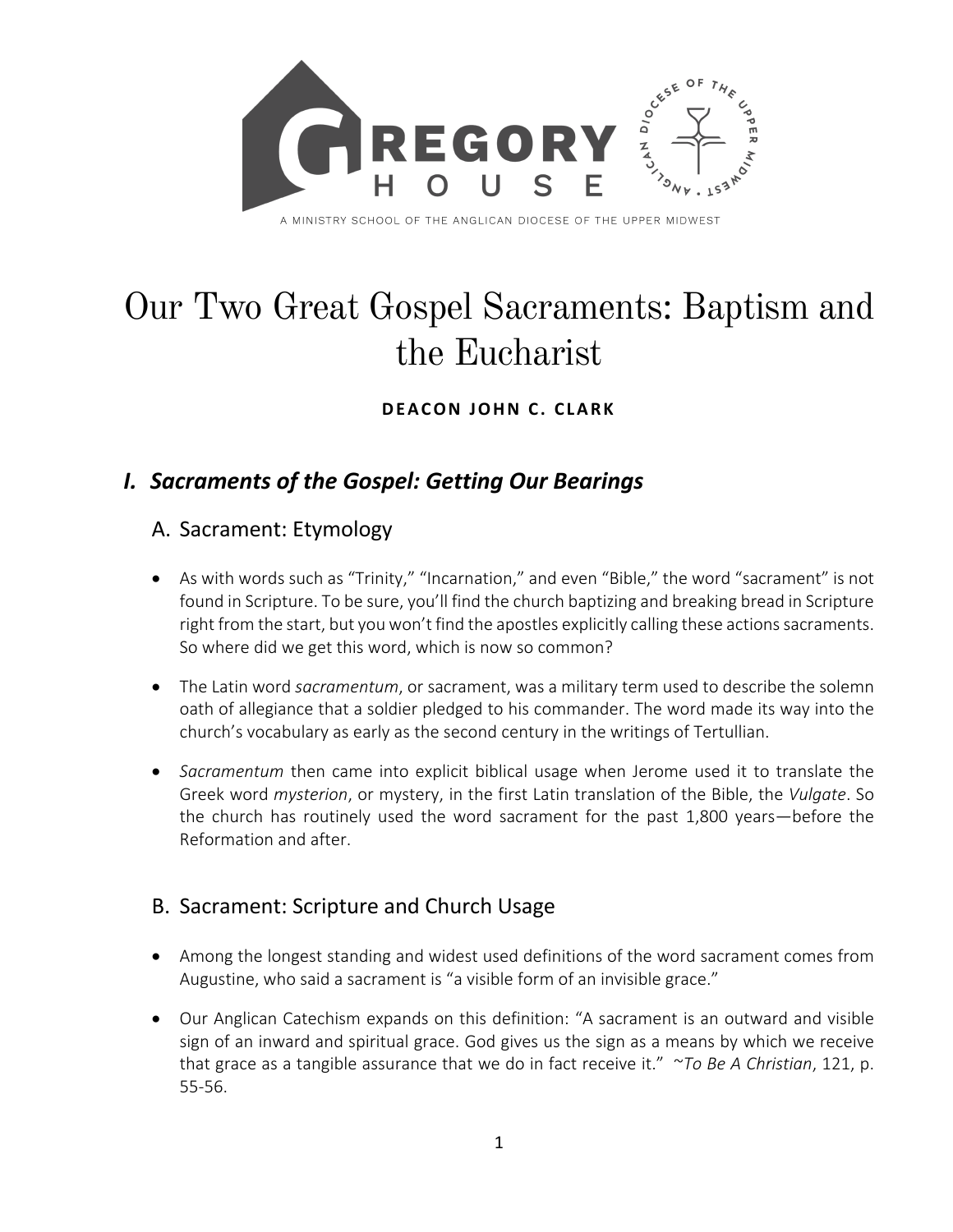GREGORY HOUSE

A MINISTRY SCHOOL OF THE ANGLICAN DIOCESE OF THE UPPER MIDWEST

# Our Two Great Gospel Sacraments: Baptism and the Eucharist

**DEACON JOHN C. CLARK**

## *I. Sacraments of the Gospel: Getting Our Bearings*

### A. Sacrament: Etymology

- As with words such as "Trinity," "Incarnation," and even "Bible," the word "sacrament" is not found in Scripture. To be sure, you'll find the church baptizing and breaking bread in Scripture right from the start, but you won't find the apostles explicitly calling these actions sacraments. So where did we get this word, which is now so common?
- The Latin word *sacramentum*, or sacrament, was a military term used to describe the solemn oath of allegiance that a soldier pledged to his commander. The word made its way into the church's vocabulary as early as the second century in the writings of Tertullian.
- *Sacramentum* then came into explicit biblical usage when Jerome used it to translate the Greek word *mysterion*, or mystery, in the first Latin translation of the Bible, the *Vulgate*. So the church has routinely used the word sacrament for the past 1,800 years—before the Reformation and after.

### B. Sacrament: Scripture and Church Usage

- Among the longest standing and widest used definitions of the word sacrament comes from Augustine, who said a sacrament is "a visible form of an invisible grace."
- Our Anglican Catechism expands on this definition: "A sacrament is an outward and visible sign of an inward and spiritual grace. God gives us the sign as a means by which we receive that grace as a tangible assurance that we do in fact receive it." ~*To Be A Christian*, 121, p. 55-56.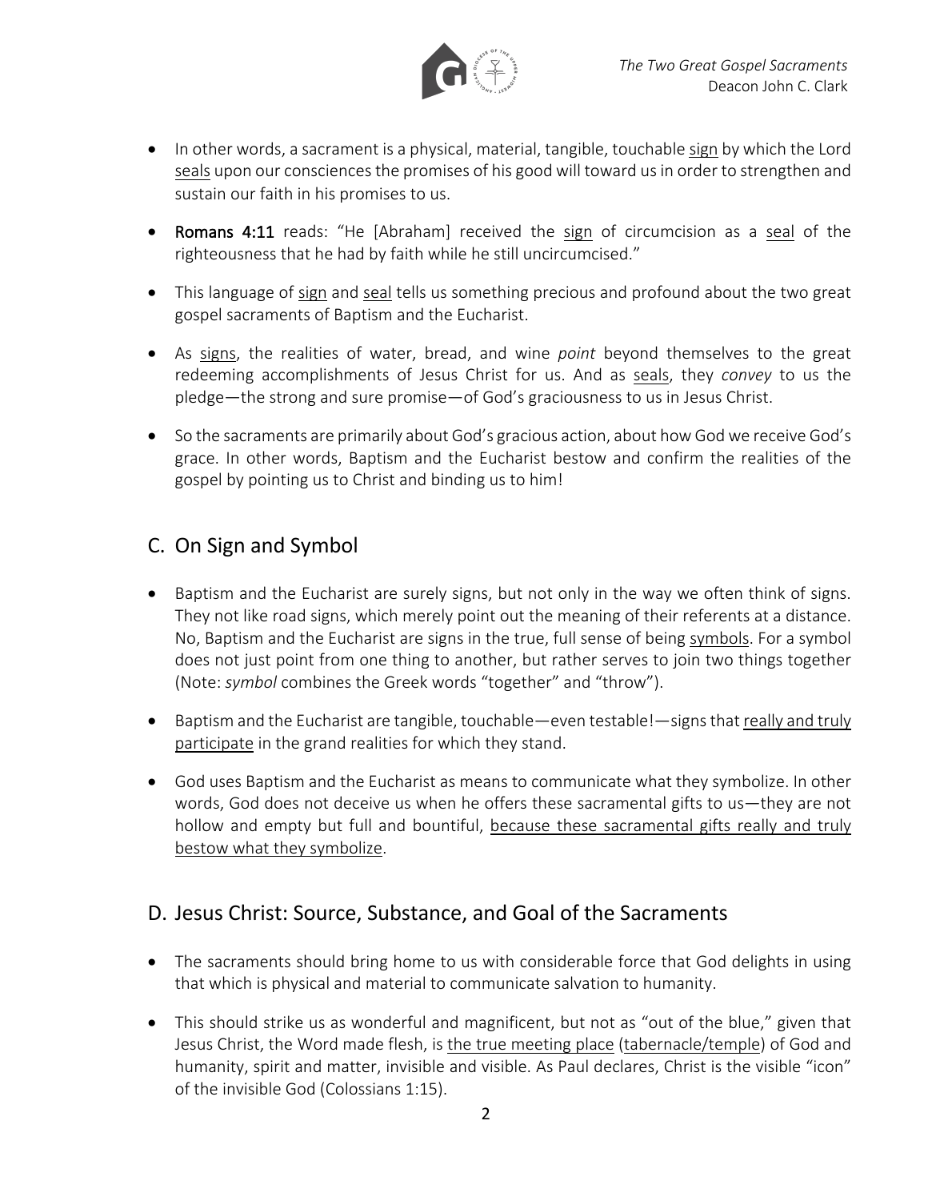- In other words, a sacrament is a physical, material, tangible, touchable <u>sign</u> by which the Lord <u>seals</u> upon our consciences the promises of his good will toward us in order to strengthen and sustain our faith in his promises to us.

- **Romans 4:11** reads: "He [Abraham] received the <u>sign</u> of circumcision as a <u>seal</u> of the righteousness that he had by faith while he still uncircumcised."

- This language of <u>sign</u> and <u>seal</u> tells us something precious and profound about the two great gospel sacraments of Baptism and the Eucharist.

- As <u>signs</u>, the realities of water, bread, and wine *point* beyond themselves to the great redeeming accomplishments of Jesus Christ for us. And as <u>seals</u>, they *convey* to us the pledge—the strong and sure promise—of God's graciousness to us in Jesus Christ.

- So the sacraments are primarily about God's gracious action, about how God we receive God's grace. In other words, Baptism and the Eucharist bestow and confirm the realities of the gospel by pointing us to Christ and binding us to him!

## C. On Sign and Symbol

- Baptism and the Eucharist are surely signs, but not only in the way we often think of signs. They not like road signs, which merely point out the meaning of their referents at a distance. No, Baptism and the Eucharist are signs in the true, full sense of being <u>symbols</u>. For a symbol does not just point from one thing to another, but rather serves to join two things together (Note: *symbol* combines the Greek words "together" and "throw").

- Baptism and the Eucharist are tangible, touchable—even testable!—signs that <u>really and truly participate</u> in the grand realities for which they stand.

- God uses Baptism and the Eucharist as means to communicate what they symbolize. In other words, God does not deceive us when he offers these sacramental gifts to us—they are not hollow and empty but full and bountiful, <u>because these sacramental gifts really and truly bestow what they symbolize</u>.

## D. Jesus Christ: Source, Substance, and Goal of the Sacraments

- The sacraments should bring home to us with considerable force that God delights in using that which is physical and material to communicate salvation to humanity.

- This should strike us as wonderful and magnificent, but not as "out of the blue," given that Jesus Christ, the Word made flesh, is <u>the true meeting place</u> (<u>tabernacle/temple</u>) of God and humanity, spirit and matter, invisible and visible. As Paul declares, Christ is the visible "icon" of the invisible God (Colossians 1:15).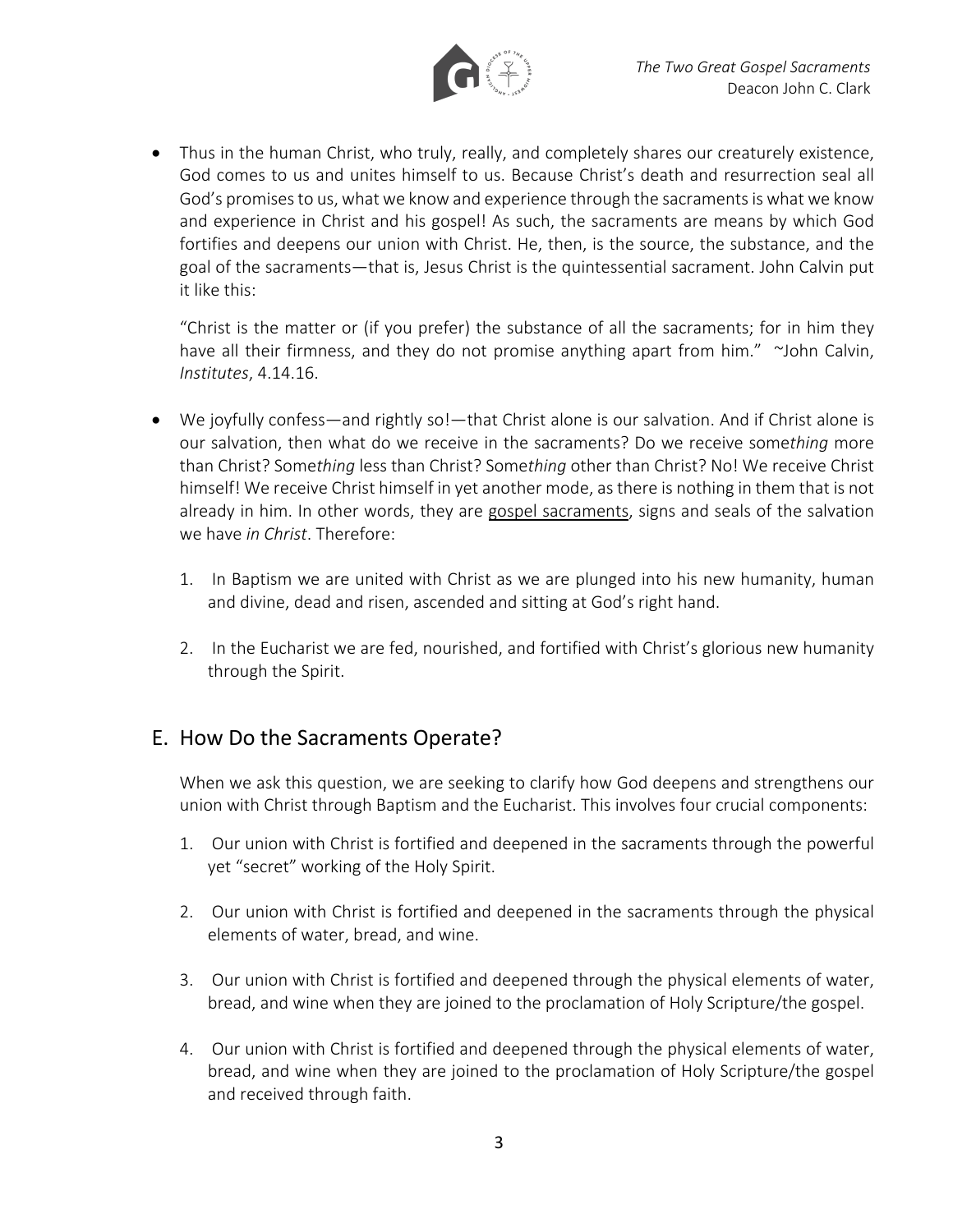- Thus in the human Christ, who truly, really, and completely shares our creaturely existence, God comes to us and unites himself to us. Because Christ's death and resurrection seal all God's promises to us, what we know and experience through the sacraments is what we know and experience in Christ and his gospel! As such, the sacraments are means by which God fortifies and deepens our union with Christ. He, then, is the source, the substance, and the goal of the sacraments—that is, Jesus Christ is the quintessential sacrament. John Calvin put it like this:

  "Christ is the matter or (if you prefer) the substance of all the sacraments; for in him they have all their firmness, and they do not promise anything apart from him." ~John Calvin, *Institutes*, 4.14.16.

- We joyfully confess—and rightly so!—that Christ alone is our salvation. And if Christ alone is our salvation, then what do we receive in the sacraments? Do we receive some*thing* more than Christ? Some*thing* less than Christ? Some*thing* other than Christ? No! We receive Christ himself! We receive Christ himself in yet another mode, as there is nothing in them that is not already in him. In other words, they are <u>gospel sacraments</u>, signs and seals of the salvation we have *in Christ*. Therefore:

  1. In Baptism we are united with Christ as we are plunged into his new humanity, human and divine, dead and risen, ascended and sitting at God's right hand.

  2. In the Eucharist we are fed, nourished, and fortified with Christ's glorious new humanity through the Spirit.

## E. How Do the Sacraments Operate?

When we ask this question, we are seeking to clarify how God deepens and strengthens our union with Christ through Baptism and the Eucharist. This involves four crucial components:

1. Our union with Christ is fortified and deepened in the sacraments through the powerful yet "secret" working of the Holy Spirit.

2. Our union with Christ is fortified and deepened in the sacraments through the physical elements of water, bread, and wine.

3. Our union with Christ is fortified and deepened through the physical elements of water, bread, and wine when they are joined to the proclamation of Holy Scripture/the gospel.

4. Our union with Christ is fortified and deepened through the physical elements of water, bread, and wine when they are joined to the proclamation of Holy Scripture/the gospel and received through faith.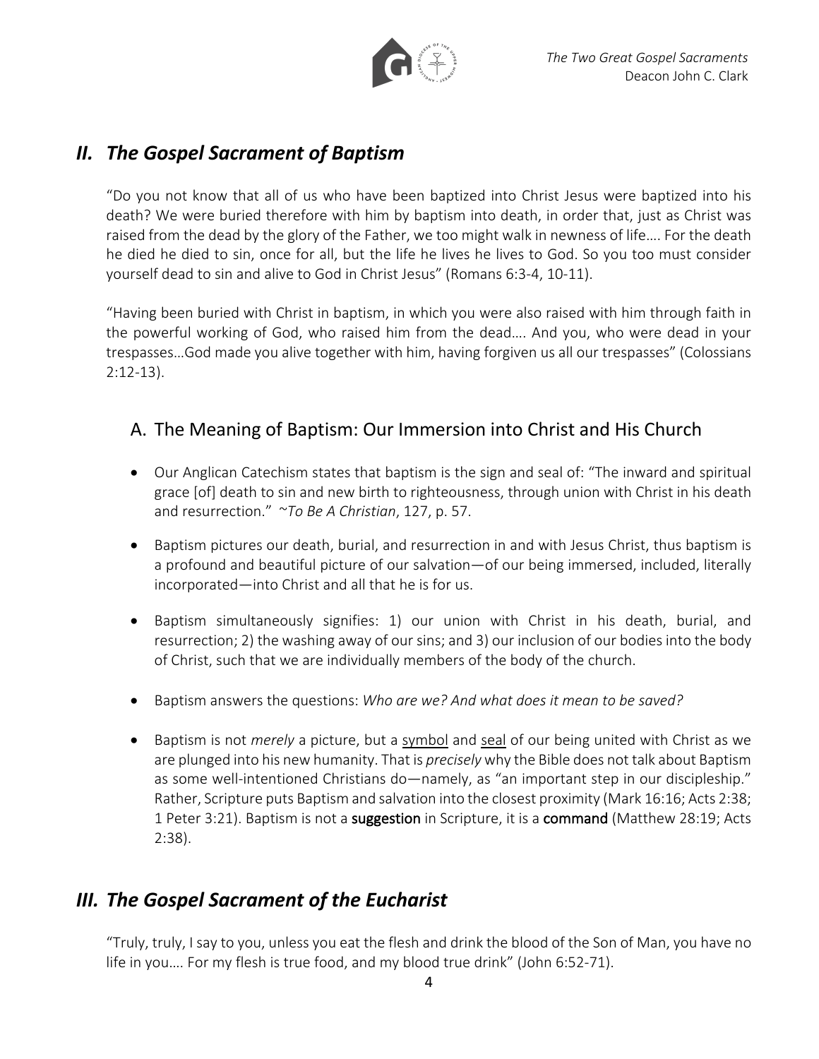## *II. The Gospel Sacrament of Baptism*

"Do you not know that all of us who have been baptized into Christ Jesus were baptized into his death? We were buried therefore with him by baptism into death, in order that, just as Christ was raised from the dead by the glory of the Father, we too might walk in newness of life…. For the death he died he died to sin, once for all, but the life he lives he lives to God. So you too must consider yourself dead to sin and alive to God in Christ Jesus" (Romans 6:3-4, 10-11).

"Having been buried with Christ in baptism, in which you were also raised with him through faith in the powerful working of God, who raised him from the dead…. And you, who were dead in your trespasses…God made you alive together with him, having forgiven us all our trespasses" (Colossians 2:12-13).

### A. The Meaning of Baptism: Our Immersion into Christ and His Church

- Our Anglican Catechism states that baptism is the sign and seal of: "The inward and spiritual grace [of] death to sin and new birth to righteousness, through union with Christ in his death and resurrection." ~*To Be A Christian*, 127, p. 57.
- Baptism pictures our death, burial, and resurrection in and with Jesus Christ, thus baptism is a profound and beautiful picture of our salvation—of our being immersed, included, literally incorporated—into Christ and all that he is for us.
- Baptism simultaneously signifies: 1) our union with Christ in his death, burial, and resurrection; 2) the washing away of our sins; and 3) our inclusion of our bodies into the body of Christ, such that we are individually members of the body of the church.
- Baptism answers the questions: *Who are we? And what does it mean to be saved?*
- Baptism is not *merely* a picture, but a <u>symbol</u> and <u>seal</u> of our being united with Christ as we are plunged into his new humanity. That is *precisely* why the Bible does not talk about Baptism as some well-intentioned Christians do—namely, as "an important step in our discipleship." Rather, Scripture puts Baptism and salvation into the closest proximity (Mark 16:16; Acts 2:38; 1 Peter 3:21). Baptism is not a **suggestion** in Scripture, it is a **command** (Matthew 28:19; Acts 2:38).

## *III. The Gospel Sacrament of the Eucharist*

"Truly, truly, I say to you, unless you eat the flesh and drink the blood of the Son of Man, you have no life in you…. For my flesh is true food, and my blood true drink" (John 6:52-71).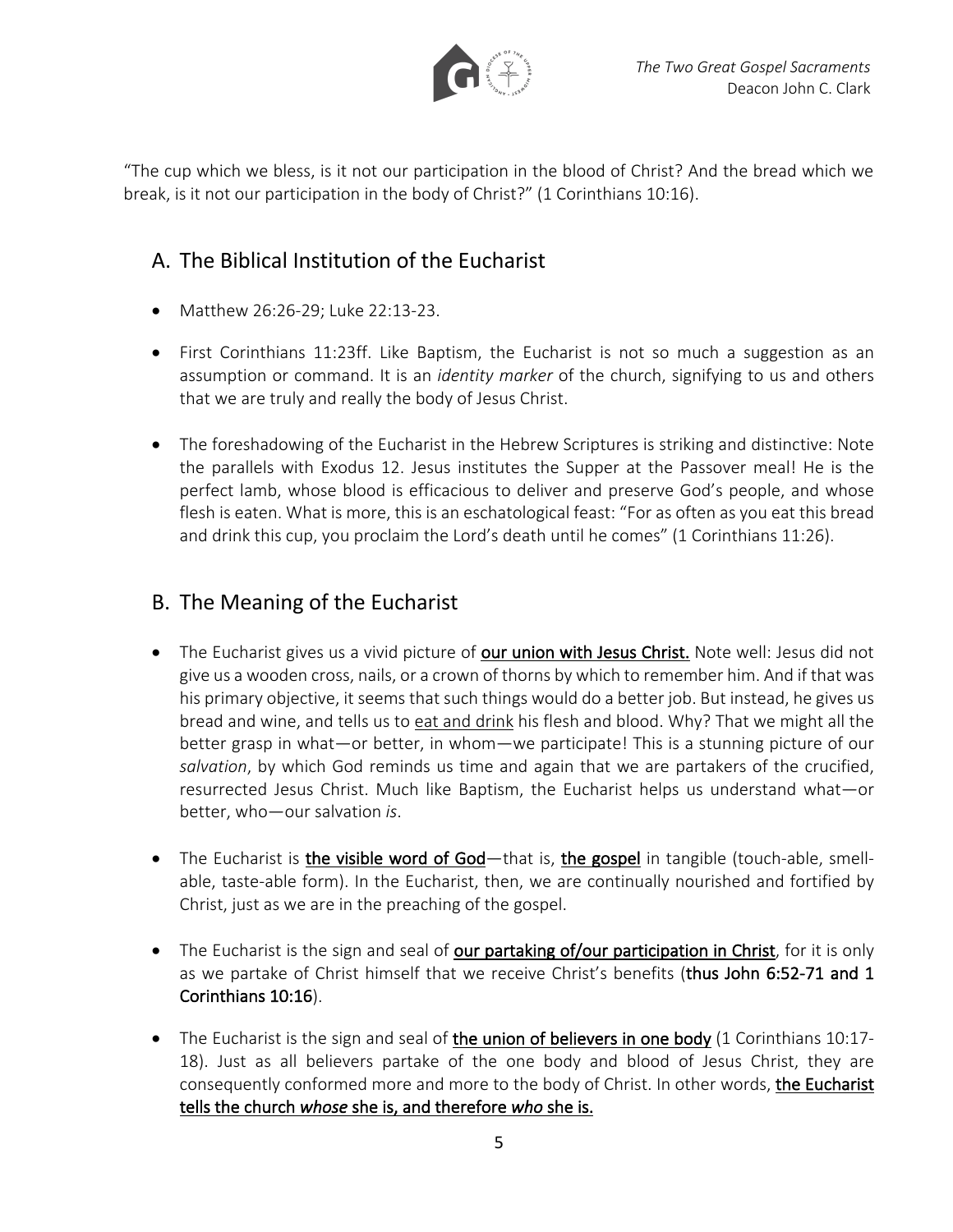"The cup which we bless, is it not our participation in the blood of Christ? And the bread which we break, is it not our participation in the body of Christ?" (1 Corinthians 10:16).

## A. The Biblical Institution of the Eucharist

- Matthew 26:26-29; Luke 22:13-23.
- First Corinthians 11:23ff. Like Baptism, the Eucharist is not so much a suggestion as an assumption or command. It is an *identity marker* of the church, signifying to us and others that we are truly and really the body of Jesus Christ.
- The foreshadowing of the Eucharist in the Hebrew Scriptures is striking and distinctive: Note the parallels with Exodus 12. Jesus institutes the Supper at the Passover meal! He is the perfect lamb, whose blood is efficacious to deliver and preserve God's people, and whose flesh is eaten. What is more, this is an eschatological feast: "For as often as you eat this bread and drink this cup, you proclaim the Lord's death until he comes" (1 Corinthians 11:26).

## B. The Meaning of the Eucharist

- The Eucharist gives us a vivid picture of **<u>our union with Jesus Christ.</u>** Note well: Jesus did not give us a wooden cross, nails, or a crown of thorns by which to remember him. And if that was his primary objective, it seems that such things would do a better job. But instead, he gives us bread and wine, and tells us to <u>eat and drink</u> his flesh and blood. Why? That we might all the better grasp in what—or better, in whom—we participate! This is a stunning picture of our *salvation*, by which God reminds us time and again that we are partakers of the crucified, resurrected Jesus Christ. Much like Baptism, the Eucharist helps us understand what—or better, who—our salvation *is*.
- The Eucharist is **<u>the visible word of God</u>**—that is, **<u>the gospel</u>** in tangible (touch-able, smell-able, taste-able form). In the Eucharist, then, we are continually nourished and fortified by Christ, just as we are in the preaching of the gospel.
- The Eucharist is the sign and seal of **<u>our partaking of/our participation in Christ</u>**, for it is only as we partake of Christ himself that we receive Christ's benefits (**thus John 6:52-71 and 1 Corinthians 10:16**).
- The Eucharist is the sign and seal of **<u>the union of believers in one body</u>** (1 Corinthians 10:17-18). Just as all believers partake of the one body and blood of Jesus Christ, they are consequently conformed more and more to the body of Christ. In other words, **<u>the Eucharist tells the church *whose* she is, and therefore *who* she is.</u>**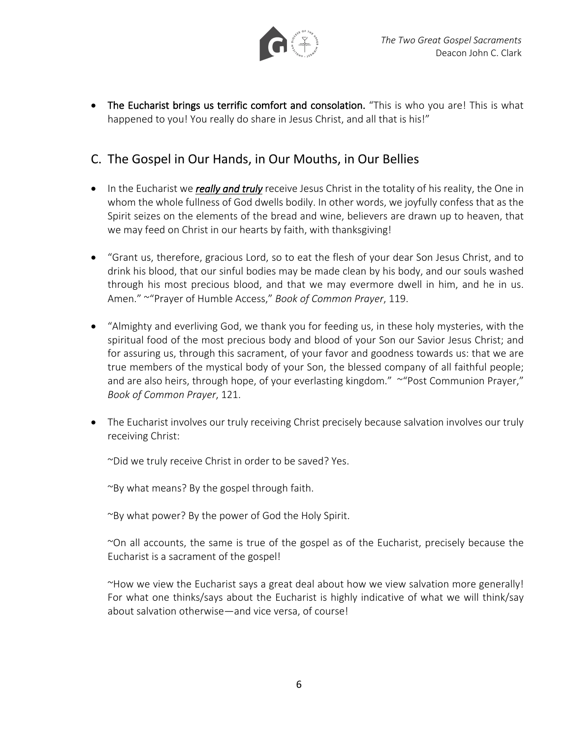- **The Eucharist brings us terrific comfort and consolation.** "This is who you are! This is what happened to you! You really do share in Jesus Christ, and all that is his!"

## C. The Gospel in Our Hands, in Our Mouths, in Our Bellies

- In the Eucharist we ***really and truly*** receive Jesus Christ in the totality of his reality, the One in whom the whole fullness of God dwells bodily. In other words, we joyfully confess that as the Spirit seizes on the elements of the bread and wine, believers are drawn up to heaven, that we may feed on Christ in our hearts by faith, with thanksgiving!

- "Grant us, therefore, gracious Lord, so to eat the flesh of your dear Son Jesus Christ, and to drink his blood, that our sinful bodies may be made clean by his body, and our souls washed through his most precious blood, and that we may evermore dwell in him, and he in us. Amen." ~"Prayer of Humble Access," *Book of Common Prayer*, 119.

- "Almighty and everliving God, we thank you for feeding us, in these holy mysteries, with the spiritual food of the most precious body and blood of your Son our Savior Jesus Christ; and for assuring us, through this sacrament, of your favor and goodness towards us: that we are true members of the mystical body of your Son, the blessed company of all faithful people; and are also heirs, through hope, of your everlasting kingdom." ~"Post Communion Prayer," *Book of Common Prayer*, 121.

- The Eucharist involves our truly receiving Christ precisely because salvation involves our truly receiving Christ:

  ~Did we truly receive Christ in order to be saved? Yes.

  ~By what means? By the gospel through faith.

  ~By what power? By the power of God the Holy Spirit.

  ~On all accounts, the same is true of the gospel as of the Eucharist, precisely because the Eucharist is a sacrament of the gospel!

  ~How we view the Eucharist says a great deal about how we view salvation more generally! For what one thinks/says about the Eucharist is highly indicative of what we will think/say about salvation otherwise—and vice versa, of course!